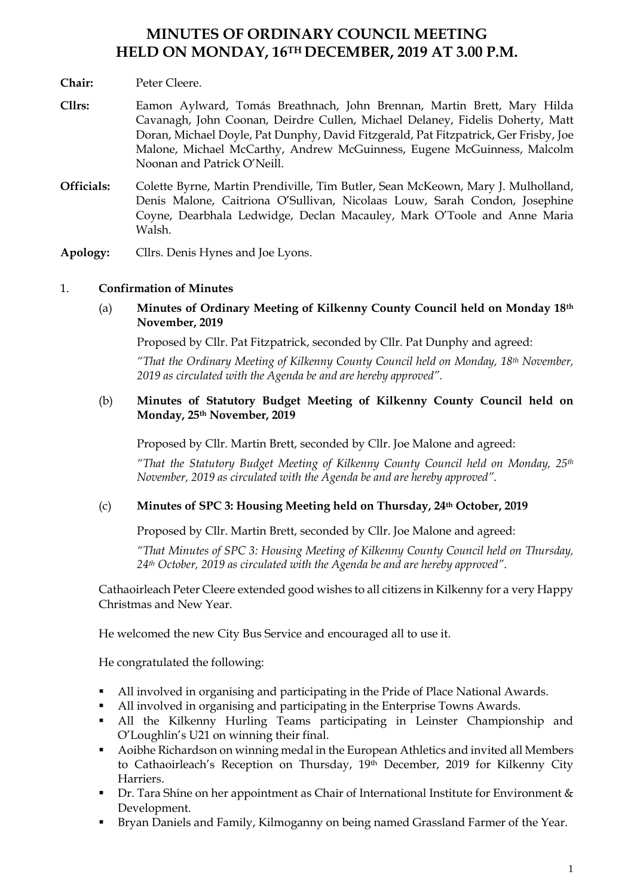# MINUTES OF ORDINARY COUNCIL MEETING HELD ON MONDAY, 16TH DECEMBER, 2019 AT 3.00 P.M.

**Chair:** Peter Cleere.

**Cllrs:** Eamon Aylward, Tomás Breathnach, John Brennan, Martin Brett, Mary Hilda Cavanagh, John Coonan, Deirdre Cullen, Michael Delaney, Fidelis Doherty, Matt Doran, Michael Doyle, Pat Dunphy, David Fitzgerald, Pat Fitzpatrick, Ger Frisby, Joe Malone, Michael McCarthy, Andrew McGuinness, Eugene McGuinness, Malcolm Noonan and Patrick O'Neill.

**Officials:** Colette Byrne, Martin Prendiville, Tim Butler, Sean McKeown, Mary J. Mulholland, Denis Malone, Caitriona O'Sullivan, Nicolaas Louw, Sarah Condon, Josephine Coyne, Dearbhala Ledwidge, Declan Macauley, Mark O'Toole and Anne Maria Walsh.

**Apology:** Cllrs. Denis Hynes and Joe Lyons.

1. **Confirmation of Minutes**

   (a) **Minutes of Ordinary Meeting of Kilkenny County Council held on Monday 18th November, 2019**

   Proposed by Cllr. Pat Fitzpatrick, seconded by Cllr. Pat Dunphy and agreed:

   *"That the Ordinary Meeting of Kilkenny County Council held on Monday, 18th November, 2019 as circulated with the Agenda be and are hereby approved".*

   (b) **Minutes of Statutory Budget Meeting of Kilkenny County Council held on Monday, 25th November, 2019**

   Proposed by Cllr. Martin Brett, seconded by Cllr. Joe Malone and agreed:

   *"That the Statutory Budget Meeting of Kilkenny County Council held on Monday, 25th November, 2019 as circulated with the Agenda be and are hereby approved".*

   (c) **Minutes of SPC 3: Housing Meeting held on Thursday, 24th October, 2019**

   Proposed by Cllr. Martin Brett, seconded by Cllr. Joe Malone and agreed:

   *"That Minutes of SPC 3: Housing Meeting of Kilkenny County Council held on Thursday, 24th October, 2019 as circulated with the Agenda be and are hereby approved".*

   Cathaoirleach Peter Cleere extended good wishes to all citizens in Kilkenny for a very Happy Christmas and New Year.

   He welcomed the new City Bus Service and encouraged all to use it.

   He congratulated the following:

   - All involved in organising and participating in the Pride of Place National Awards.
   - All involved in organising and participating in the Enterprise Towns Awards.
   - All the Kilkenny Hurling Teams participating in Leinster Championship and O'Loughlin's U21 on winning their final.
   - Aoibhe Richardson on winning medal in the European Athletics and invited all Members to Cathaoirleach's Reception on Thursday, 19th December, 2019 for Kilkenny City Harriers.
   - Dr. Tara Shine on her appointment as Chair of International Institute for Environment & Development.
   - Bryan Daniels and Family, Kilmoganny on being named Grassland Farmer of the Year.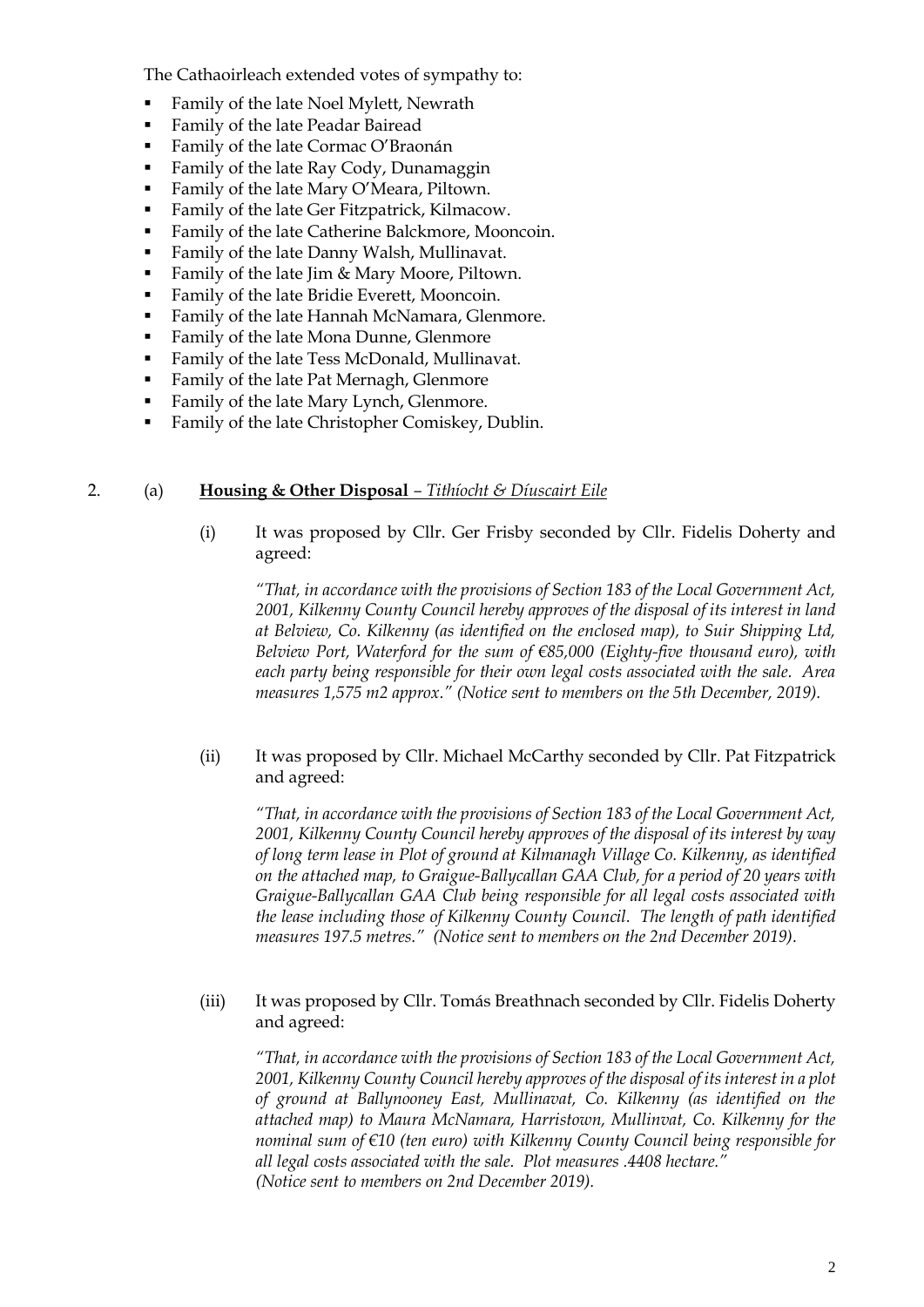The Cathaoirleach extended votes of sympathy to:

- Family of the late Noel Mylett, Newrath
- Family of the late Peadar Bairead
- Family of the late Cormac O'Braonán
- Family of the late Ray Cody, Dunamaggin
- Family of the late Mary O'Meara, Piltown.
- Family of the late Ger Fitzpatrick, Kilmacow.
- Family of the late Catherine Balckmore, Mooncoin.
- Family of the late Danny Walsh, Mullinavat.
- Family of the late Jim & Mary Moore, Piltown.
- Family of the late Bridie Everett, Mooncoin.
- Family of the late Hannah McNamara, Glenmore.
- Family of the late Mona Dunne, Glenmore
- Family of the late Tess McDonald, Mullinavat.
- Family of the late Pat Mernagh, Glenmore
- Family of the late Mary Lynch, Glenmore.
- Family of the late Christopher Comiskey, Dublin.

2. (a) **Housing & Other Disposal** – *Tithíocht & Díuscairt Eile*

(i) It was proposed by Cllr. Ger Frisby seconded by Cllr. Fidelis Doherty and agreed:

*"That, in accordance with the provisions of Section 183 of the Local Government Act, 2001, Kilkenny County Council hereby approves of the disposal of its interest in land at Belview, Co. Kilkenny (as identified on the enclosed map), to Suir Shipping Ltd, Belview Port, Waterford for the sum of €85,000 (Eighty-five thousand euro), with each party being responsible for their own legal costs associated with the sale. Area measures 1,575 m2 approx." (Notice sent to members on the 5th December, 2019).*

(ii) It was proposed by Cllr. Michael McCarthy seconded by Cllr. Pat Fitzpatrick and agreed:

*"That, in accordance with the provisions of Section 183 of the Local Government Act, 2001, Kilkenny County Council hereby approves of the disposal of its interest by way of long term lease in Plot of ground at Kilmanagh Village Co. Kilkenny, as identified on the attached map, to Graigue-Ballycallan GAA Club, for a period of 20 years with Graigue-Ballycallan GAA Club being responsible for all legal costs associated with the lease including those of Kilkenny County Council. The length of path identified measures 197.5 metres." (Notice sent to members on the 2nd December 2019).*

(iii) It was proposed by Cllr. Tomás Breathnach seconded by Cllr. Fidelis Doherty and agreed:

*"That, in accordance with the provisions of Section 183 of the Local Government Act, 2001, Kilkenny County Council hereby approves of the disposal of its interest in a plot of ground at Ballynooney East, Mullinavat, Co. Kilkenny (as identified on the attached map) to Maura McNamara, Harristown, Mullinvat, Co. Kilkenny for the nominal sum of €10 (ten euro) with Kilkenny County Council being responsible for all legal costs associated with the sale. Plot measures .4408 hectare."
(Notice sent to members on 2nd December 2019).*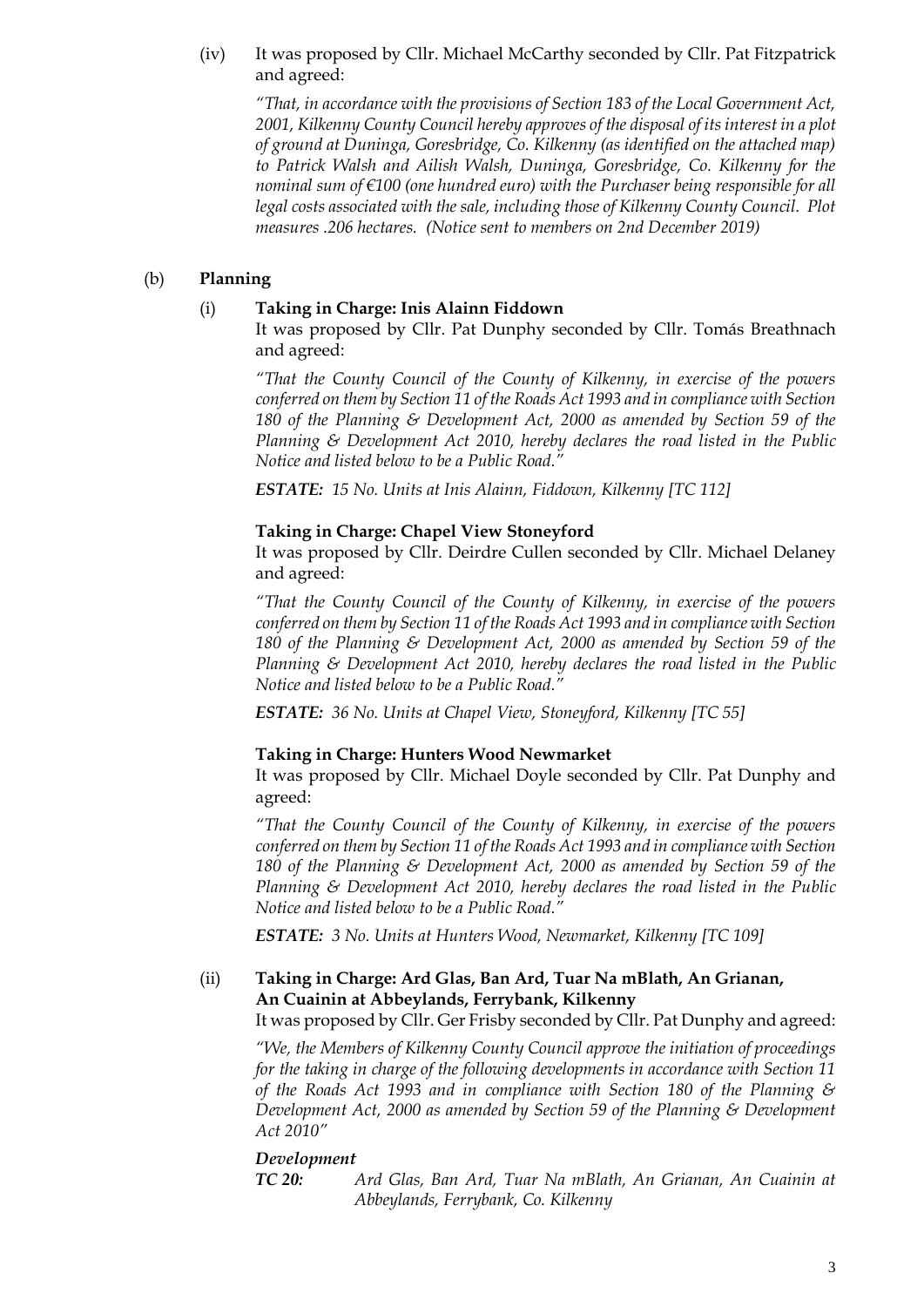(iv) It was proposed by Cllr. Michael McCarthy seconded by Cllr. Pat Fitzpatrick and agreed:

*"That, in accordance with the provisions of Section 183 of the Local Government Act, 2001, Kilkenny County Council hereby approves of the disposal of its interest in a plot of ground at Duninga, Goresbridge, Co. Kilkenny (as identified on the attached map) to Patrick Walsh and Ailish Walsh, Duninga, Goresbridge, Co. Kilkenny for the nominal sum of €100 (one hundred euro) with the Purchaser being responsible for all legal costs associated with the sale, including those of Kilkenny County Council. Plot measures .206 hectares. (Notice sent to members on 2nd December 2019)*

(b) **Planning**

(i) **Taking in Charge: Inis Alainn Fiddown**

It was proposed by Cllr. Pat Dunphy seconded by Cllr. Tomás Breathnach and agreed:

*"That the County Council of the County of Kilkenny, in exercise of the powers conferred on them by Section 11 of the Roads Act 1993 and in compliance with Section 180 of the Planning & Development Act, 2000 as amended by Section 59 of the Planning & Development Act 2010, hereby declares the road listed in the Public Notice and listed below to be a Public Road."*

***ESTATE:*** *15 No. Units at Inis Alainn, Fiddown, Kilkenny [TC 112]*

**Taking in Charge: Chapel View Stoneyford**

It was proposed by Cllr. Deirdre Cullen seconded by Cllr. Michael Delaney and agreed:

*"That the County Council of the County of Kilkenny, in exercise of the powers conferred on them by Section 11 of the Roads Act 1993 and in compliance with Section 180 of the Planning & Development Act, 2000 as amended by Section 59 of the Planning & Development Act 2010, hereby declares the road listed in the Public Notice and listed below to be a Public Road."*

***ESTATE:*** *36 No. Units at Chapel View, Stoneyford, Kilkenny [TC 55]*

**Taking in Charge: Hunters Wood Newmarket**

It was proposed by Cllr. Michael Doyle seconded by Cllr. Pat Dunphy and agreed:

*"That the County Council of the County of Kilkenny, in exercise of the powers conferred on them by Section 11 of the Roads Act 1993 and in compliance with Section 180 of the Planning & Development Act, 2000 as amended by Section 59 of the Planning & Development Act 2010, hereby declares the road listed in the Public Notice and listed below to be a Public Road."*

***ESTATE:*** *3 No. Units at Hunters Wood, Newmarket, Kilkenny [TC 109]*

(ii) **Taking in Charge: Ard Glas, Ban Ard, Tuar Na mBlath, An Grianan, An Cuainin at Abbeylands, Ferrybank, Kilkenny**

It was proposed by Cllr. Ger Frisby seconded by Cllr. Pat Dunphy and agreed:

*"We, the Members of Kilkenny County Council approve the initiation of proceedings for the taking in charge of the following developments in accordance with Section 11 of the Roads Act 1993 and in compliance with Section 180 of the Planning & Development Act, 2000 as amended by Section 59 of the Planning & Development Act 2010"*

***Development***

***TC 20:*** *Ard Glas, Ban Ard, Tuar Na mBlath, An Grianan, An Cuainin at Abbeylands, Ferrybank, Co. Kilkenny*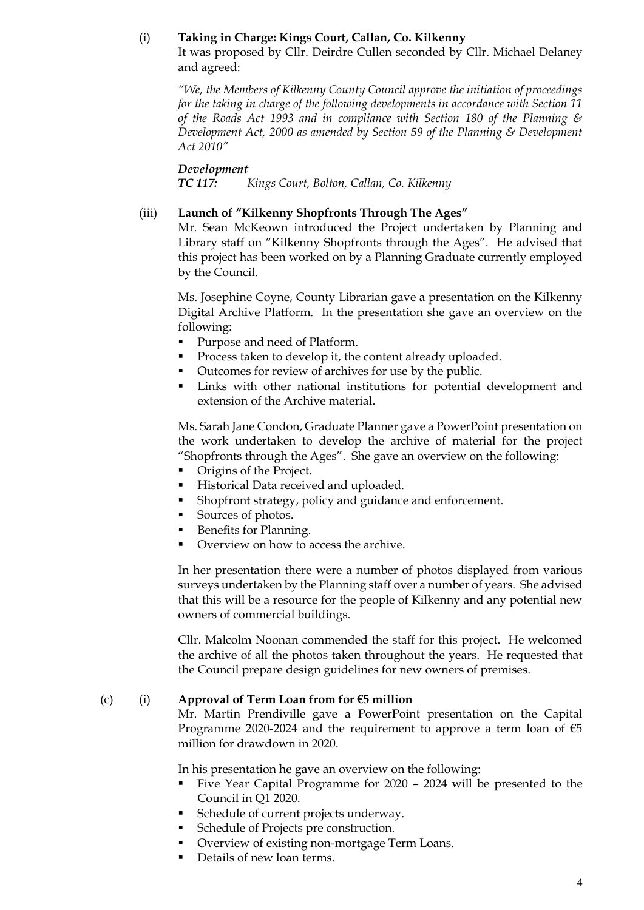(i) **Taking in Charge: Kings Court, Callan, Co. Kilkenny**

It was proposed by Cllr. Deirdre Cullen seconded by Cllr. Michael Delaney and agreed:

*"We, the Members of Kilkenny County Council approve the initiation of proceedings for the taking in charge of the following developments in accordance with Section 11 of the Roads Act 1993 and in compliance with Section 180 of the Planning & Development Act, 2000 as amended by Section 59 of the Planning & Development Act 2010"*

***Development***

***TC 117:*** *Kings Court, Bolton, Callan, Co. Kilkenny*

(iii) **Launch of "Kilkenny Shopfronts Through The Ages"**

Mr. Sean McKeown introduced the Project undertaken by Planning and Library staff on "Kilkenny Shopfronts through the Ages". He advised that this project has been worked on by a Planning Graduate currently employed by the Council.

Ms. Josephine Coyne, County Librarian gave a presentation on the Kilkenny Digital Archive Platform. In the presentation she gave an overview on the following:

- Purpose and need of Platform.
- Process taken to develop it, the content already uploaded.
- Outcomes for review of archives for use by the public.
- Links with other national institutions for potential development and extension of the Archive material.

Ms. Sarah Jane Condon, Graduate Planner gave a PowerPoint presentation on the work undertaken to develop the archive of material for the project "Shopfronts through the Ages". She gave an overview on the following:

- Origins of the Project.
- Historical Data received and uploaded.
- Shopfront strategy, policy and guidance and enforcement.
- Sources of photos.
- Benefits for Planning.
- Overview on how to access the archive.

In her presentation there were a number of photos displayed from various surveys undertaken by the Planning staff over a number of years. She advised that this will be a resource for the people of Kilkenny and any potential new owners of commercial buildings.

Cllr. Malcolm Noonan commended the staff for this project. He welcomed the archive of all the photos taken throughout the years. He requested that the Council prepare design guidelines for new owners of premises.

(c) (i) **Approval of Term Loan from for €5 million**

Mr. Martin Prendiville gave a PowerPoint presentation on the Capital Programme 2020-2024 and the requirement to approve a term loan of €5 million for drawdown in 2020.

In his presentation he gave an overview on the following:

- Five Year Capital Programme for 2020 – 2024 will be presented to the Council in Q1 2020.
- Schedule of current projects underway.
- Schedule of Projects pre construction.
- Overview of existing non-mortgage Term Loans.
- Details of new loan terms.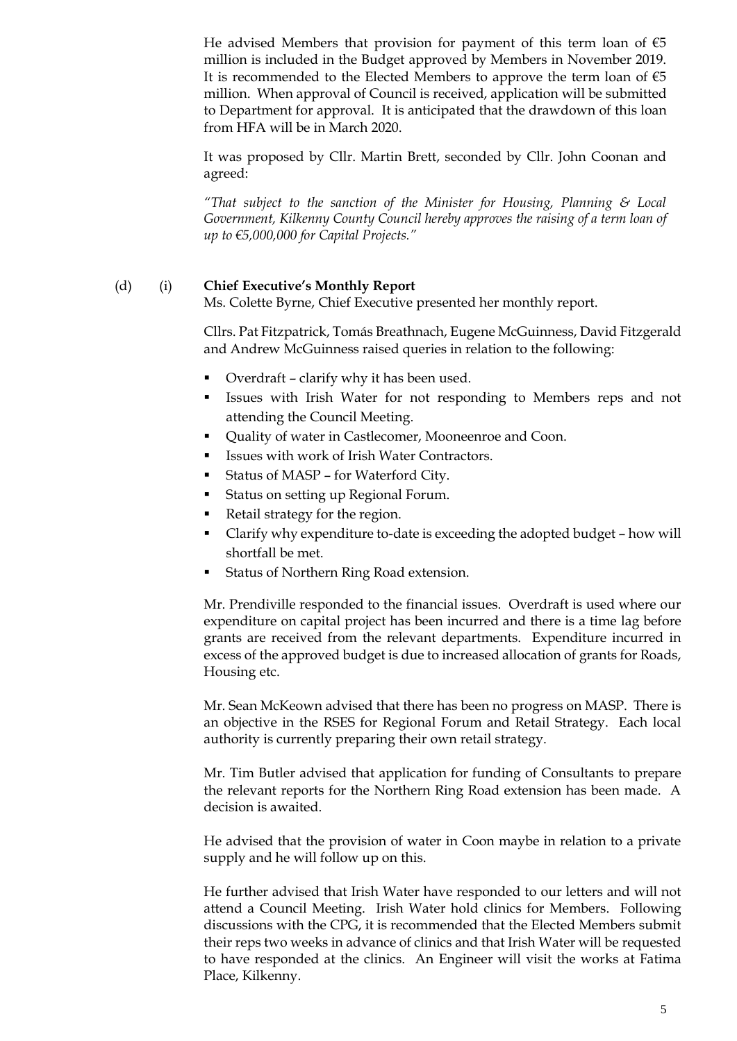He advised Members that provision for payment of this term loan of €5 million is included in the Budget approved by Members in November 2019. It is recommended to the Elected Members to approve the term loan of €5 million. When approval of Council is received, application will be submitted to Department for approval. It is anticipated that the drawdown of this loan from HFA will be in March 2020.

It was proposed by Cllr. Martin Brett, seconded by Cllr. John Coonan and agreed:

*"That subject to the sanction of the Minister for Housing, Planning & Local Government, Kilkenny County Council hereby approves the raising of a term loan of up to €5,000,000 for Capital Projects."*

(d) (i) **Chief Executive's Monthly Report**

Ms. Colette Byrne, Chief Executive presented her monthly report.

Cllrs. Pat Fitzpatrick, Tomás Breathnach, Eugene McGuinness, David Fitzgerald and Andrew McGuinness raised queries in relation to the following:

- Overdraft – clarify why it has been used.
- Issues with Irish Water for not responding to Members reps and not attending the Council Meeting.
- Quality of water in Castlecomer, Mooneenroe and Coon.
- Issues with work of Irish Water Contractors.
- Status of MASP – for Waterford City.
- Status on setting up Regional Forum.
- Retail strategy for the region.
- Clarify why expenditure to-date is exceeding the adopted budget – how will shortfall be met.
- Status of Northern Ring Road extension.

Mr. Prendiville responded to the financial issues. Overdraft is used where our expenditure on capital project has been incurred and there is a time lag before grants are received from the relevant departments. Expenditure incurred in excess of the approved budget is due to increased allocation of grants for Roads, Housing etc.

Mr. Sean McKeown advised that there has been no progress on MASP. There is an objective in the RSES for Regional Forum and Retail Strategy. Each local authority is currently preparing their own retail strategy.

Mr. Tim Butler advised that application for funding of Consultants to prepare the relevant reports for the Northern Ring Road extension has been made. A decision is awaited.

He advised that the provision of water in Coon maybe in relation to a private supply and he will follow up on this.

He further advised that Irish Water have responded to our letters and will not attend a Council Meeting. Irish Water hold clinics for Members. Following discussions with the CPG, it is recommended that the Elected Members submit their reps two weeks in advance of clinics and that Irish Water will be requested to have responded at the clinics. An Engineer will visit the works at Fatima Place, Kilkenny.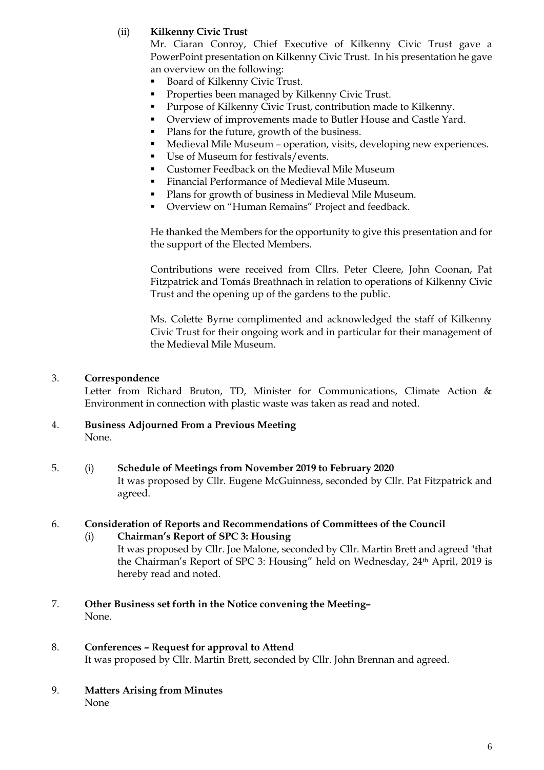(ii) **Kilkenny Civic Trust**

Mr. Ciaran Conroy, Chief Executive of Kilkenny Civic Trust gave a PowerPoint presentation on Kilkenny Civic Trust. In his presentation he gave an overview on the following:

- Board of Kilkenny Civic Trust.
- Properties been managed by Kilkenny Civic Trust.
- Purpose of Kilkenny Civic Trust, contribution made to Kilkenny.
- Overview of improvements made to Butler House and Castle Yard.
- Plans for the future, growth of the business.
- Medieval Mile Museum – operation, visits, developing new experiences.
- Use of Museum for festivals/events.
- Customer Feedback on the Medieval Mile Museum
- Financial Performance of Medieval Mile Museum.
- Plans for growth of business in Medieval Mile Museum.
- Overview on "Human Remains" Project and feedback.

He thanked the Members for the opportunity to give this presentation and for the support of the Elected Members.

Contributions were received from Cllrs. Peter Cleere, John Coonan, Pat Fitzpatrick and Tomás Breathnach in relation to operations of Kilkenny Civic Trust and the opening up of the gardens to the public.

Ms. Colette Byrne complimented and acknowledged the staff of Kilkenny Civic Trust for their ongoing work and in particular for their management of the Medieval Mile Museum.

3. **Correspondence**

Letter from Richard Bruton, TD, Minister for Communications, Climate Action & Environment in connection with plastic waste was taken as read and noted.

4. **Business Adjourned From a Previous Meeting**

None.

5. (i) **Schedule of Meetings from November 2019 to February 2020**

It was proposed by Cllr. Eugene McGuinness, seconded by Cllr. Pat Fitzpatrick and agreed.

6. **Consideration of Reports and Recommendations of Committees of the Council**

(i) **Chairman's Report of SPC 3: Housing**

It was proposed by Cllr. Joe Malone, seconded by Cllr. Martin Brett and agreed "that the Chairman's Report of SPC 3: Housing" held on Wednesday, 24th April, 2019 is hereby read and noted.

7. **Other Business set forth in the Notice convening the Meeting–**

None.

8. **Conferences – Request for approval to Attend**

It was proposed by Cllr. Martin Brett, seconded by Cllr. John Brennan and agreed.

9. **Matters Arising from Minutes**

None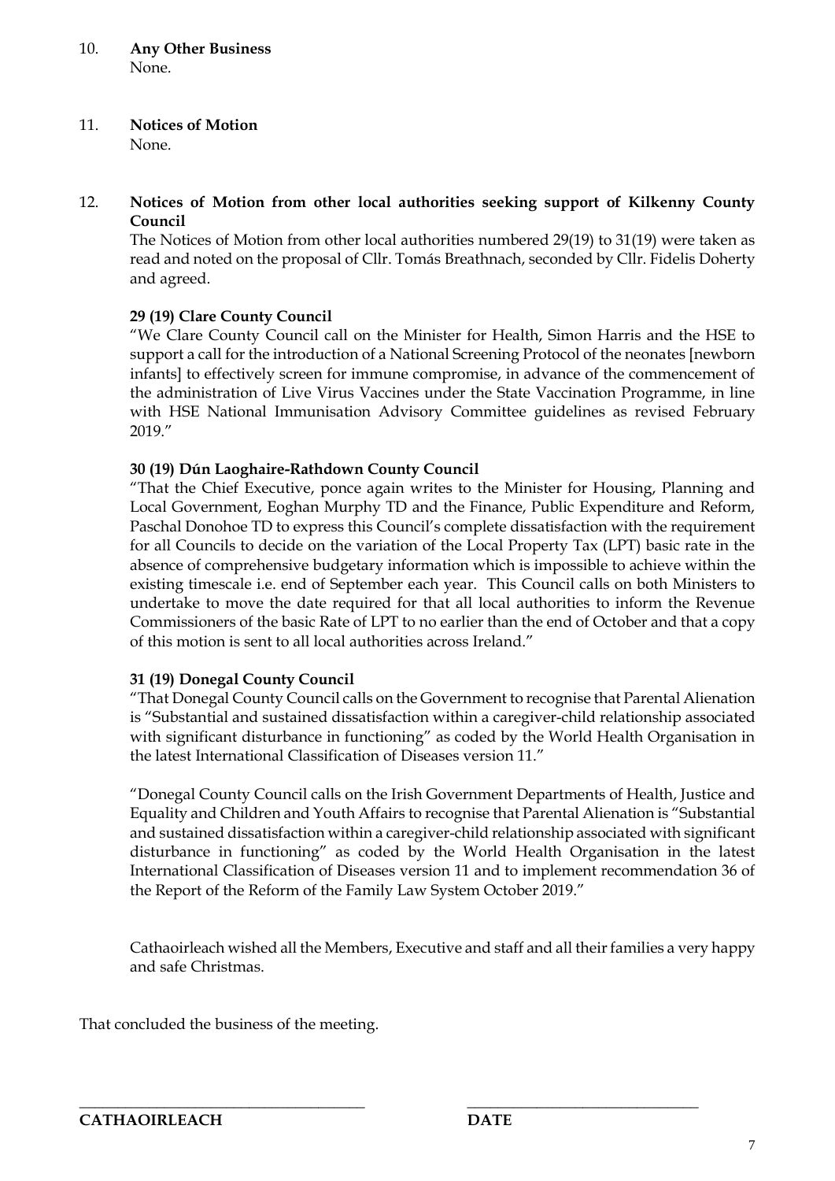10. **Any Other Business**
    None.

11. **Notices of Motion**
    None.

12. **Notices of Motion from other local authorities seeking support of Kilkenny County Council**
    The Notices of Motion from other local authorities numbered 29(19) to 31(19) were taken as read and noted on the proposal of Cllr. Tomás Breathnach, seconded by Cllr. Fidelis Doherty and agreed.

    **29 (19) Clare County Council**
    "We Clare County Council call on the Minister for Health, Simon Harris and the HSE to support a call for the introduction of a National Screening Protocol of the neonates [newborn infants] to effectively screen for immune compromise, in advance of the commencement of the administration of Live Virus Vaccines under the State Vaccination Programme, in line with HSE National Immunisation Advisory Committee guidelines as revised February 2019."

    **30 (19) Dún Laoghaire-Rathdown County Council**
    "That the Chief Executive, ponce again writes to the Minister for Housing, Planning and Local Government, Eoghan Murphy TD and the Finance, Public Expenditure and Reform, Paschal Donohoe TD to express this Council's complete dissatisfaction with the requirement for all Councils to decide on the variation of the Local Property Tax (LPT) basic rate in the absence of comprehensive budgetary information which is impossible to achieve within the existing timescale i.e. end of September each year. This Council calls on both Ministers to undertake to move the date required for that all local authorities to inform the Revenue Commissioners of the basic Rate of LPT to no earlier than the end of October and that a copy of this motion is sent to all local authorities across Ireland."

    **31 (19) Donegal County Council**
    "That Donegal County Council calls on the Government to recognise that Parental Alienation is "Substantial and sustained dissatisfaction within a caregiver-child relationship associated with significant disturbance in functioning" as coded by the World Health Organisation in the latest International Classification of Diseases version 11."

    "Donegal County Council calls on the Irish Government Departments of Health, Justice and Equality and Children and Youth Affairs to recognise that Parental Alienation is "Substantial and sustained dissatisfaction within a caregiver-child relationship associated with significant disturbance in functioning" as coded by the World Health Organisation in the latest International Classification of Diseases version 11 and to implement recommendation 36 of the Report of the Reform of the Family Law System October 2019."

    Cathaoirleach wished all the Members, Executive and staff and all their families a very happy and safe Christmas.

That concluded the business of the meeting.

\_\_\_\_\_\_\_\_\_\_\_\_\_\_\_\_\_\_\_\_\_\_\_\_\_\_\_\_\_\_\_\_\_\_\_\_\_\_ \_\_\_\_\_\_\_\_\_\_\_\_\_\_\_\_\_\_\_\_\_\_\_\_\_\_\_\_\_\_\_\_

**CATHAOIRLEACH** **DATE**